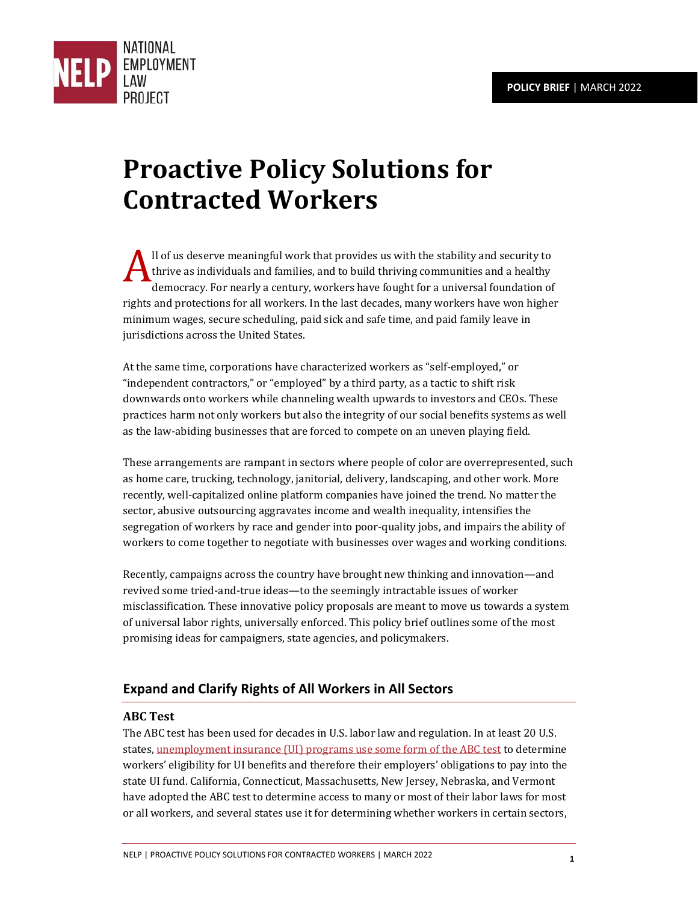POLICY BRIEF | MARCH 2022

# Proactive Policy Solutions for Contracted Workers

All of us deserve meaningful work that provides us with the stability and security to thrive as individuals and families, and to build thriving communities and a healthy democracy. For nearly a century, workers have fought for a universal foundation of rights and protections for all workers. In the last decades, many workers have won higher minimum wages, secure scheduling, paid sick and safe time, and paid family leave in jurisdictions across the United States.

At the same time, corporations have characterized workers as "self-employed," or "independent contractors," or "employed" by a third party, as a tactic to shift risk downwards onto workers while channeling wealth upwards to investors and CEOs. These practices harm not only workers but also the integrity of our social benefits systems as well as the law-abiding businesses that are forced to compete on an uneven playing field.

These arrangements are rampant in sectors where people of color are overrepresented, such as home care, trucking, technology, janitorial, delivery, landscaping, and other work. More recently, well-capitalized online platform companies have joined the trend. No matter the sector, abusive outsourcing aggravates income and wealth inequality, intensifies the segregation of workers by race and gender into poor-quality jobs, and impairs the ability of workers to come together to negotiate with businesses over wages and working conditions.

Recently, campaigns across the country have brought new thinking and innovation—and revived some tried-and-true ideas—to the seemingly intractable issues of worker misclassification. These innovative policy proposals are meant to move us towards a system of universal labor rights, universally enforced. This policy brief outlines some of the most promising ideas for campaigners, state agencies, and policymakers.

## Expand and Clarify Rights of All Workers in All Sectors

### ABC Test

The ABC test has been used for decades in U.S. labor law and regulation. In at least 20 U.S. states, unemployment insurance (UI) programs use some form of the ABC test to determine workers' eligibility for UI benefits and therefore their employers' obligations to pay into the state UI fund. California, Connecticut, Massachusetts, New Jersey, Nebraska, and Vermont have adopted the ABC test to determine access to many or most of their labor laws for most or all workers, and several states use it for determining whether workers in certain sectors,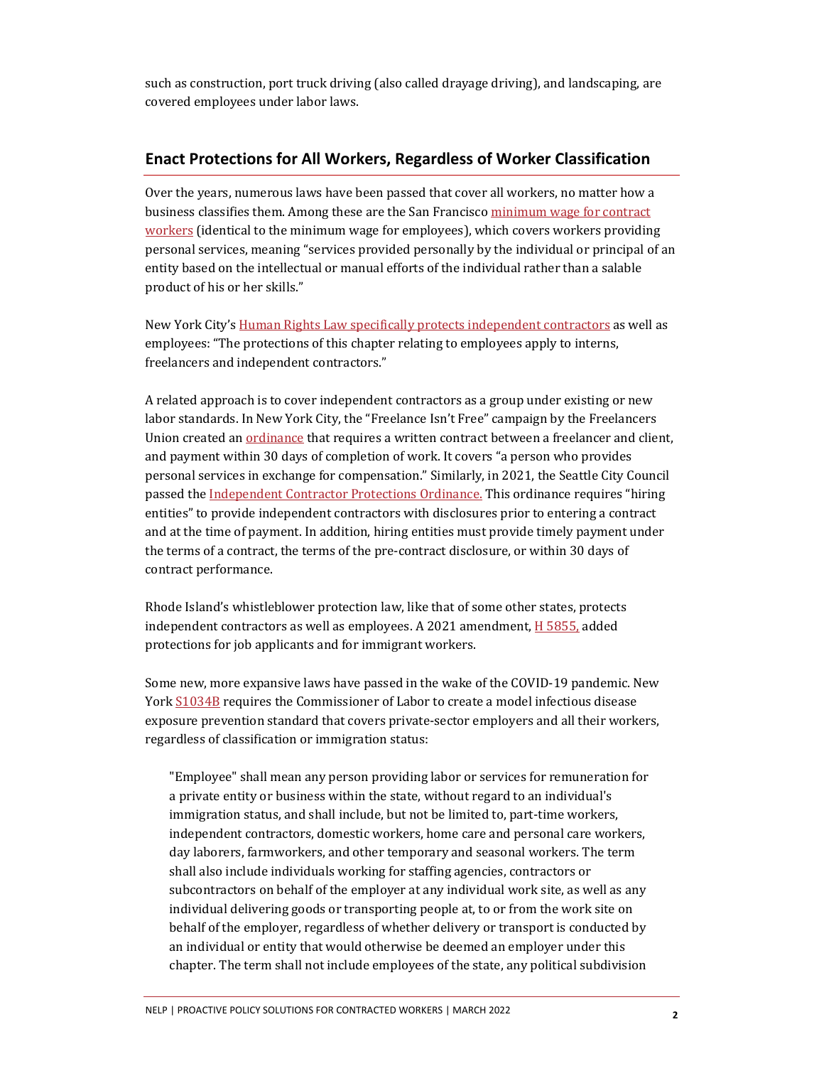such as construction, port truck driving (also called drayage driving), and landscaping, are covered employees under labor laws.

## Enact Protections for All Workers, Regardless of Worker Classification

Over the years, numerous laws have been passed that cover all workers, no matter how a business classifies them. Among these are the San Francisco minimum wage for contract workers (identical to the minimum wage for employees), which covers workers providing personal services, meaning "services provided personally by the individual or principal of an entity based on the intellectual or manual efforts of the individual rather than a salable product of his or her skills."

New York City's Human Rights Law specifically protects independent contractors as well as employees: "The protections of this chapter relating to employees apply to interns, freelancers and independent contractors."

A related approach is to cover independent contractors as a group under existing or new labor standards. In New York City, the "Freelance Isn't Free" campaign by the Freelancers Union created an ordinance that requires a written contract between a freelancer and client, and payment within 30 days of completion of work. It covers "a person who provides personal services in exchange for compensation." Similarly, in 2021, the Seattle City Council passed the Independent Contractor Protections Ordinance. This ordinance requires "hiring entities" to provide independent contractors with disclosures prior to entering a contract and at the time of payment. In addition, hiring entities must provide timely payment under the terms of a contract, the terms of the pre-contract disclosure, or within 30 days of contract performance.

Rhode Island's whistleblower protection law, like that of some other states, protects independent contractors as well as employees. A 2021 amendment, H 5855, added protections for job applicants and for immigrant workers.

Some new, more expansive laws have passed in the wake of the COVID-19 pandemic. New York S1034B requires the Commissioner of Labor to create a model infectious disease exposure prevention standard that covers private-sector employers and all their workers, regardless of classification or immigration status:

> "Employee" shall mean any person providing labor or services for remuneration for a private entity or business within the state, without regard to an individual's immigration status, and shall include, but not be limited to, part-time workers, independent contractors, domestic workers, home care and personal care workers, day laborers, farmworkers, and other temporary and seasonal workers. The term shall also include individuals working for staffing agencies, contractors or subcontractors on behalf of the employer at any individual work site, as well as any individual delivering goods or transporting people at, to or from the work site on behalf of the employer, regardless of whether delivery or transport is conducted by an individual or entity that would otherwise be deemed an employer under this chapter. The term shall not include employees of the state, any political subdivision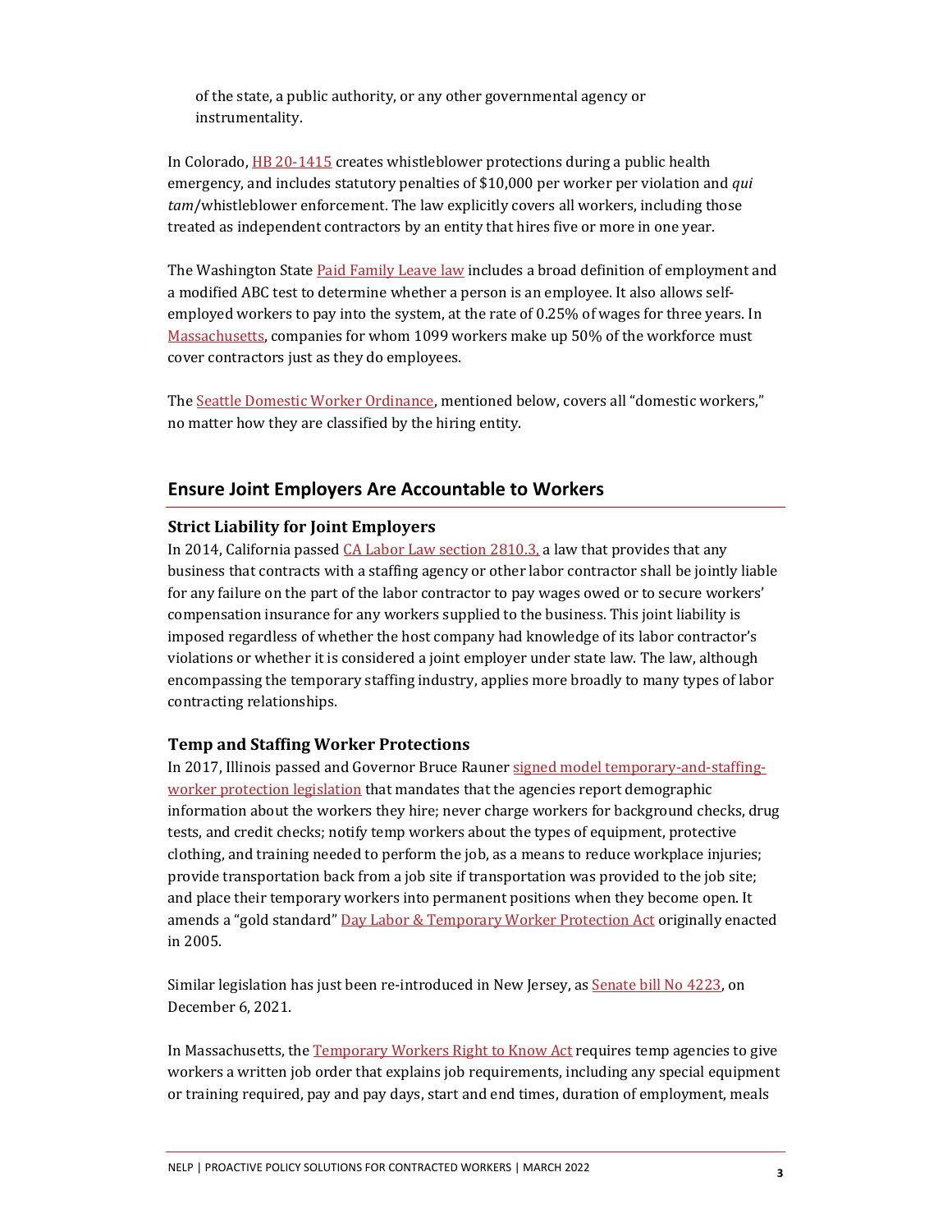of the state, a public authority, or any other governmental agency or instrumentality.

In Colorado, HB 20-1415 creates whistleblower protections during a public health emergency, and includes statutory penalties of $10,000 per worker per violation and *qui tam*/whistleblower enforcement. The law explicitly covers all workers, including those treated as independent contractors by an entity that hires five or more in one year.

The Washington State Paid Family Leave law includes a broad definition of employment and a modified ABC test to determine whether a person is an employee. It also allows self-employed workers to pay into the system, at the rate of 0.25% of wages for three years. In Massachusetts, companies for whom 1099 workers make up 50% of the workforce must cover contractors just as they do employees.

The Seattle Domestic Worker Ordinance, mentioned below, covers all "domestic workers," no matter how they are classified by the hiring entity.

## Ensure Joint Employers Are Accountable to Workers

### Strict Liability for Joint Employers

In 2014, California passed CA Labor Law section 2810.3, a law that provides that any business that contracts with a staffing agency or other labor contractor shall be jointly liable for any failure on the part of the labor contractor to pay wages owed or to secure workers' compensation insurance for any workers supplied to the business. This joint liability is imposed regardless of whether the host company had knowledge of its labor contractor's violations or whether it is considered a joint employer under state law. The law, although encompassing the temporary staffing industry, applies more broadly to many types of labor contracting relationships.

### Temp and Staffing Worker Protections

In 2017, Illinois passed and Governor Bruce Rauner signed model temporary-and-staffing-worker protection legislation that mandates that the agencies report demographic information about the workers they hire; never charge workers for background checks, drug tests, and credit checks; notify temp workers about the types of equipment, protective clothing, and training needed to perform the job, as a means to reduce workplace injuries; provide transportation back from a job site if transportation was provided to the job site; and place their temporary workers into permanent positions when they become open. It amends a "gold standard" Day Labor & Temporary Worker Protection Act originally enacted in 2005.

Similar legislation has just been re-introduced in New Jersey, as Senate bill No 4223, on December 6, 2021.

In Massachusetts, the Temporary Workers Right to Know Act requires temp agencies to give workers a written job order that explains job requirements, including any special equipment or training required, pay and pay days, start and end times, duration of employment, meals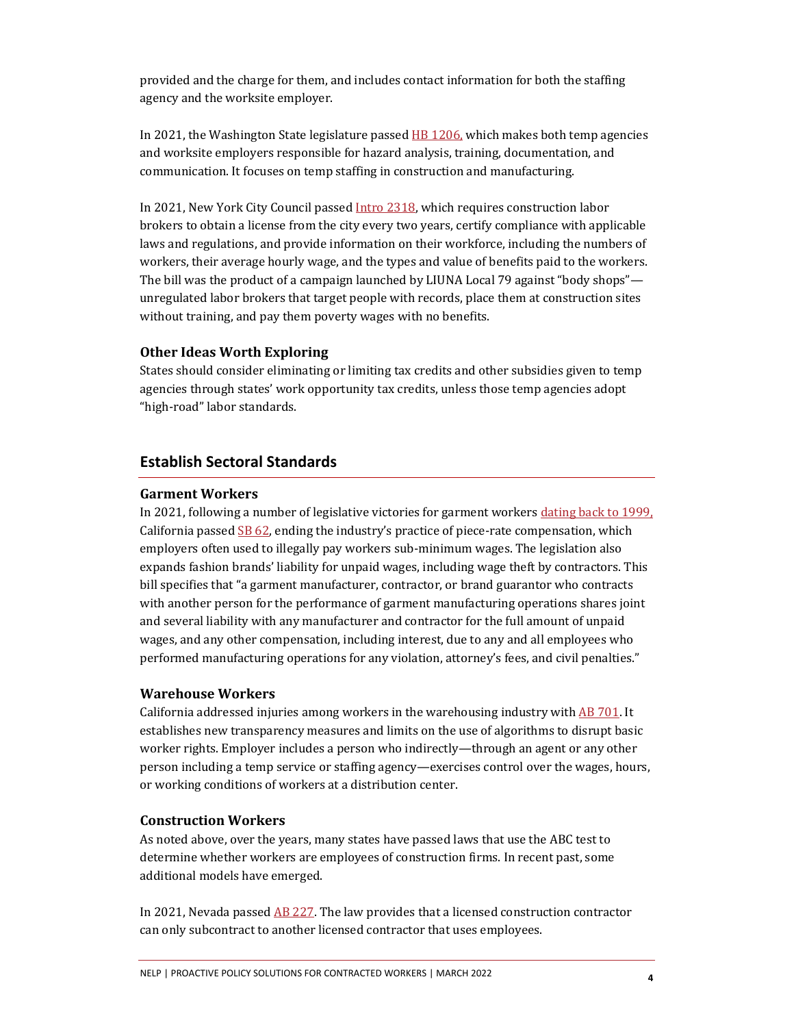provided and the charge for them, and includes contact information for both the staffing agency and the worksite employer.

In 2021, the Washington State legislature passed HB 1206, which makes both temp agencies and worksite employers responsible for hazard analysis, training, documentation, and communication. It focuses on temp staffing in construction and manufacturing.

In 2021, New York City Council passed Intro 2318, which requires construction labor brokers to obtain a license from the city every two years, certify compliance with applicable laws and regulations, and provide information on their workforce, including the numbers of workers, their average hourly wage, and the types and value of benefits paid to the workers. The bill was the product of a campaign launched by LIUNA Local 79 against "body shops"—unregulated labor brokers that target people with records, place them at construction sites without training, and pay them poverty wages with no benefits.

### Other Ideas Worth Exploring

States should consider eliminating or limiting tax credits and other subsidies given to temp agencies through states' work opportunity tax credits, unless those temp agencies adopt "high-road" labor standards.

## Establish Sectoral Standards

### Garment Workers

In 2021, following a number of legislative victories for garment workers dating back to 1999, California passed SB 62, ending the industry's practice of piece-rate compensation, which employers often used to illegally pay workers sub-minimum wages. The legislation also expands fashion brands' liability for unpaid wages, including wage theft by contractors. This bill specifies that "a garment manufacturer, contractor, or brand guarantor who contracts with another person for the performance of garment manufacturing operations shares joint and several liability with any manufacturer and contractor for the full amount of unpaid wages, and any other compensation, including interest, due to any and all employees who performed manufacturing operations for any violation, attorney's fees, and civil penalties."

### Warehouse Workers

California addressed injuries among workers in the warehousing industry with AB 701. It establishes new transparency measures and limits on the use of algorithms to disrupt basic worker rights. Employer includes a person who indirectly—through an agent or any other person including a temp service or staffing agency—exercises control over the wages, hours, or working conditions of workers at a distribution center.

### Construction Workers

As noted above, over the years, many states have passed laws that use the ABC test to determine whether workers are employees of construction firms. In recent past, some additional models have emerged.

In 2021, Nevada passed AB 227. The law provides that a licensed construction contractor can only subcontract to another licensed contractor that uses employees.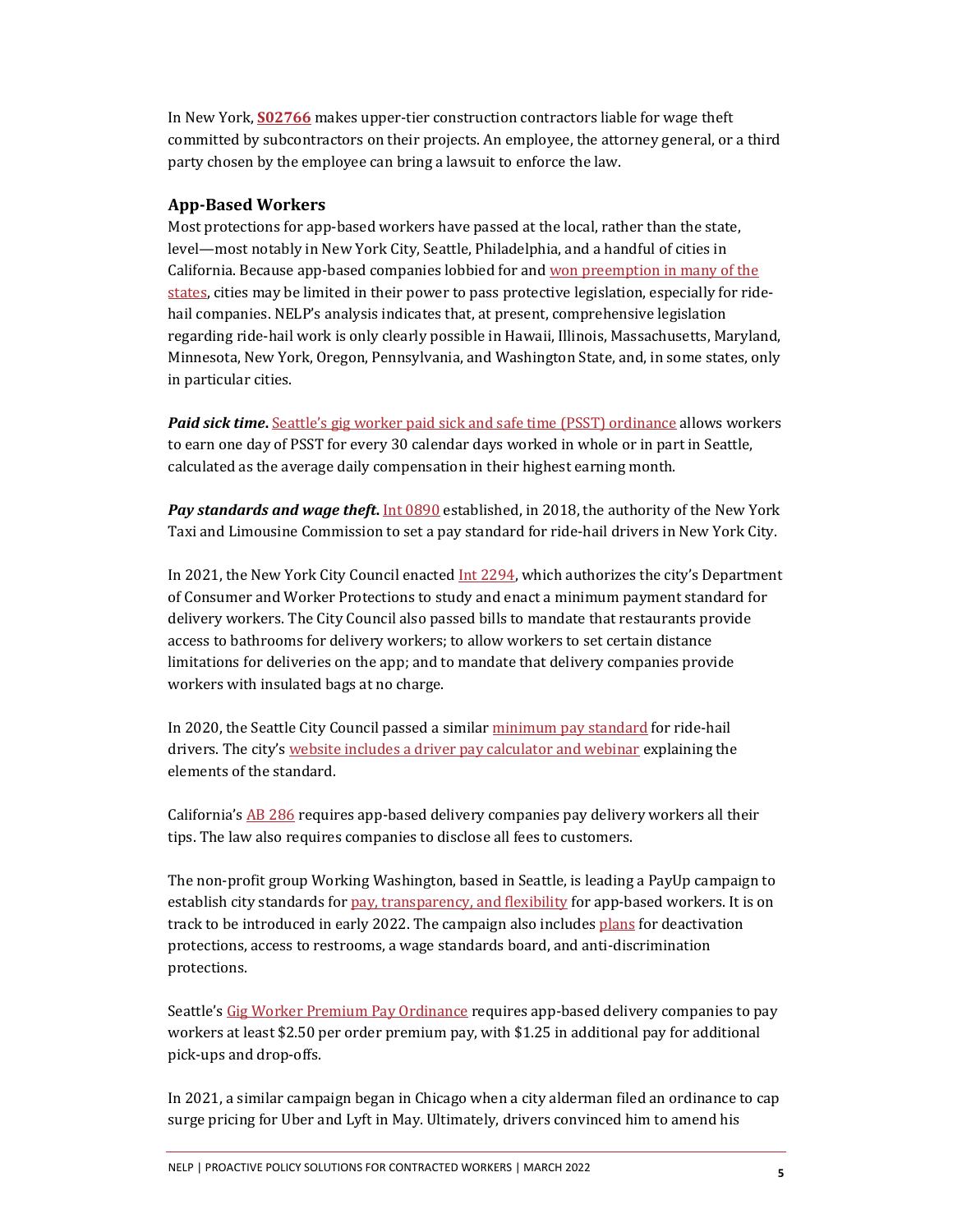In New York, **S02766** makes upper-tier construction contractors liable for wage theft committed by subcontractors on their projects. An employee, the attorney general, or a third party chosen by the employee can bring a lawsuit to enforce the law.

### App-Based Workers

Most protections for app-based workers have passed at the local, rather than the state, level—most notably in New York City, Seattle, Philadelphia, and a handful of cities in California. Because app-based companies lobbied for and won preemption in many of the states, cities may be limited in their power to pass protective legislation, especially for ride-hail companies. NELP's analysis indicates that, at present, comprehensive legislation regarding ride-hail work is only clearly possible in Hawaii, Illinois, Massachusetts, Maryland, Minnesota, New York, Oregon, Pennsylvania, and Washington State, and, in some states, only in particular cities.

***Paid sick time.*** Seattle's gig worker paid sick and safe time (PSST) ordinance allows workers to earn one day of PSST for every 30 calendar days worked in whole or in part in Seattle, calculated as the average daily compensation in their highest earning month.

***Pay standards and wage theft.*** Int 0890 established, in 2018, the authority of the New York Taxi and Limousine Commission to set a pay standard for ride-hail drivers in New York City.

In 2021, the New York City Council enacted Int 2294, which authorizes the city's Department of Consumer and Worker Protections to study and enact a minimum payment standard for delivery workers. The City Council also passed bills to mandate that restaurants provide access to bathrooms for delivery workers; to allow workers to set certain distance limitations for deliveries on the app; and to mandate that delivery companies provide workers with insulated bags at no charge.

In 2020, the Seattle City Council passed a similar minimum pay standard for ride-hail drivers. The city's website includes a driver pay calculator and webinar explaining the elements of the standard.

California's AB 286 requires app-based delivery companies pay delivery workers all their tips. The law also requires companies to disclose all fees to customers.

The non-profit group Working Washington, based in Seattle, is leading a PayUp campaign to establish city standards for pay, transparency, and flexibility for app-based workers. It is on track to be introduced in early 2022. The campaign also includes plans for deactivation protections, access to restrooms, a wage standards board, and anti-discrimination protections.

Seattle's Gig Worker Premium Pay Ordinance requires app-based delivery companies to pay workers at least $2.50 per order premium pay, with $1.25 in additional pay for additional pick-ups and drop-offs.

In 2021, a similar campaign began in Chicago when a city alderman filed an ordinance to cap surge pricing for Uber and Lyft in May. Ultimately, drivers convinced him to amend his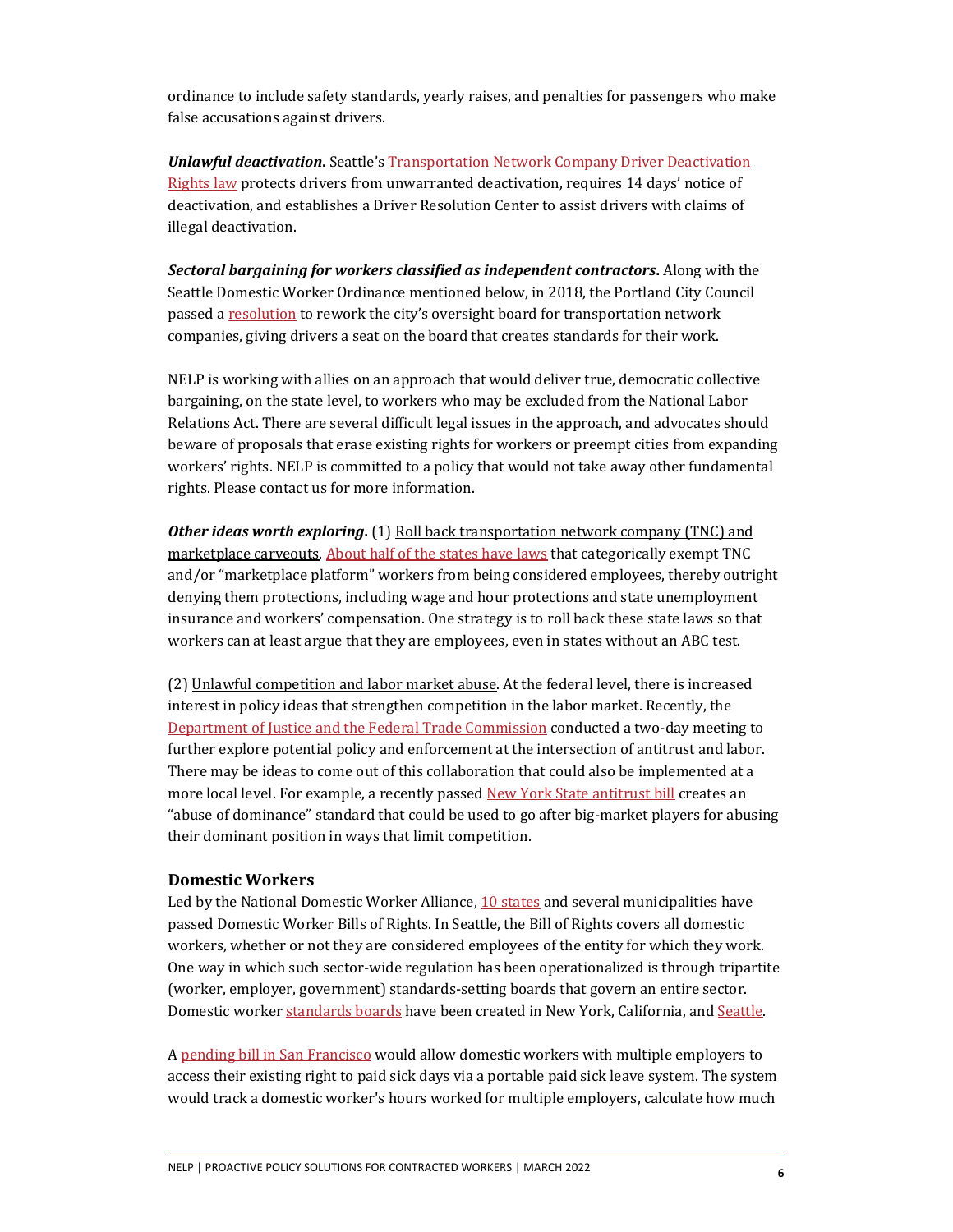ordinance to include safety standards, yearly raises, and penalties for passengers who make false accusations against drivers.

***Unlawful deactivation.*** Seattle's Transportation Network Company Driver Deactivation Rights law protects drivers from unwarranted deactivation, requires 14 days' notice of deactivation, and establishes a Driver Resolution Center to assist drivers with claims of illegal deactivation.

***Sectoral bargaining for workers classified as independent contractors.*** Along with the Seattle Domestic Worker Ordinance mentioned below, in 2018, the Portland City Council passed a resolution to rework the city's oversight board for transportation network companies, giving drivers a seat on the board that creates standards for their work.

NELP is working with allies on an approach that would deliver true, democratic collective bargaining, on the state level, to workers who may be excluded from the National Labor Relations Act. There are several difficult legal issues in the approach, and advocates should beware of proposals that erase existing rights for workers or preempt cities from expanding workers' rights. NELP is committed to a policy that would not take away other fundamental rights. Please contact us for more information.

***Other ideas worth exploring.*** (1) Roll back transportation network company (TNC) and marketplace carveouts. About half of the states have laws that categorically exempt TNC and/or "marketplace platform" workers from being considered employees, thereby outright denying them protections, including wage and hour protections and state unemployment insurance and workers' compensation. One strategy is to roll back these state laws so that workers can at least argue that they are employees, even in states without an ABC test.

(2) Unlawful competition and labor market abuse. At the federal level, there is increased interest in policy ideas that strengthen competition in the labor market. Recently, the Department of Justice and the Federal Trade Commission conducted a two-day meeting to further explore potential policy and enforcement at the intersection of antitrust and labor. There may be ideas to come out of this collaboration that could also be implemented at a more local level. For example, a recently passed New York State antitrust bill creates an "abuse of dominance" standard that could be used to go after big-market players for abusing their dominant position in ways that limit competition.

### Domestic Workers

Led by the National Domestic Worker Alliance, 10 states and several municipalities have passed Domestic Worker Bills of Rights. In Seattle, the Bill of Rights covers all domestic workers, whether or not they are considered employees of the entity for which they work. One way in which such sector-wide regulation has been operationalized is through tripartite (worker, employer, government) standards-setting boards that govern an entire sector. Domestic worker standards boards have been created in New York, California, and Seattle.

A pending bill in San Francisco would allow domestic workers with multiple employers to access their existing right to paid sick days via a portable paid sick leave system. The system would track a domestic worker's hours worked for multiple employers, calculate how much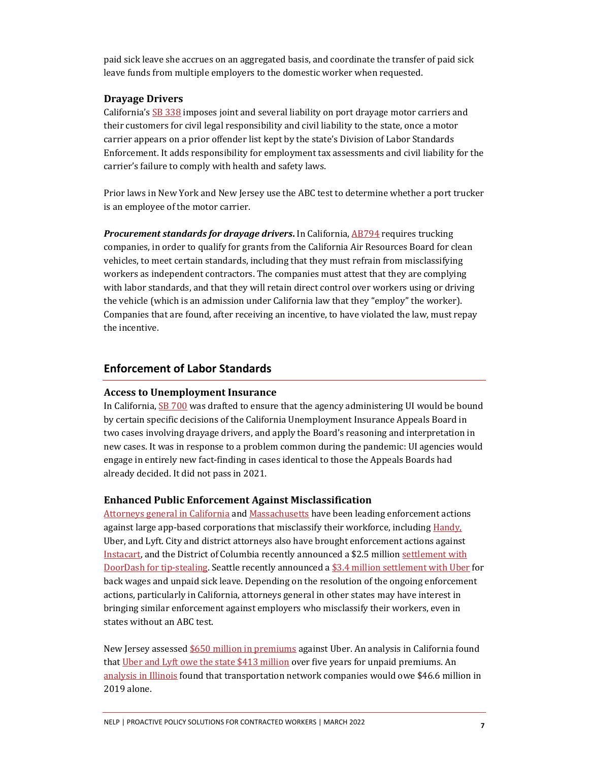paid sick leave she accrues on an aggregated basis, and coordinate the transfer of paid sick leave funds from multiple employers to the domestic worker when requested.

### Drayage Drivers

California's SB 338 imposes joint and several liability on port drayage motor carriers and their customers for civil legal responsibility and civil liability to the state, once a motor carrier appears on a prior offender list kept by the state's Division of Labor Standards Enforcement. It adds responsibility for employment tax assessments and civil liability for the carrier's failure to comply with health and safety laws.

Prior laws in New York and New Jersey use the ABC test to determine whether a port trucker is an employee of the motor carrier.

***Procurement standards for drayage drivers.*** In California, AB794 requires trucking companies, in order to qualify for grants from the California Air Resources Board for clean vehicles, to meet certain standards, including that they must refrain from misclassifying workers as independent contractors. The companies must attest that they are complying with labor standards, and that they will retain direct control over workers using or driving the vehicle (which is an admission under California law that they "employ" the worker). Companies that are found, after receiving an incentive, to have violated the law, must repay the incentive.

## Enforcement of Labor Standards

### Access to Unemployment Insurance

In California, SB 700 was drafted to ensure that the agency administering UI would be bound by certain specific decisions of the California Unemployment Insurance Appeals Board in two cases involving drayage drivers, and apply the Board's reasoning and interpretation in new cases. It was in response to a problem common during the pandemic: UI agencies would engage in entirely new fact-finding in cases identical to those the Appeals Boards had already decided. It did not pass in 2021.

### Enhanced Public Enforcement Against Misclassification

Attorneys general in California and Massachusetts have been leading enforcement actions against large app-based corporations that misclassify their workforce, including Handy, Uber, and Lyft. City and district attorneys also have brought enforcement actions against Instacart, and the District of Columbia recently announced a $2.5 million settlement with DoorDash for tip-stealing. Seattle recently announced a $3.4 million settlement with Uber for back wages and unpaid sick leave. Depending on the resolution of the ongoing enforcement actions, particularly in California, attorneys general in other states may have interest in bringing similar enforcement against employers who misclassify their workers, even in states without an ABC test.

New Jersey assessed $650 million in premiums against Uber. An analysis in California found that Uber and Lyft owe the state $413 million over five years for unpaid premiums. An analysis in Illinois found that transportation network companies would owe $46.6 million in 2019 alone.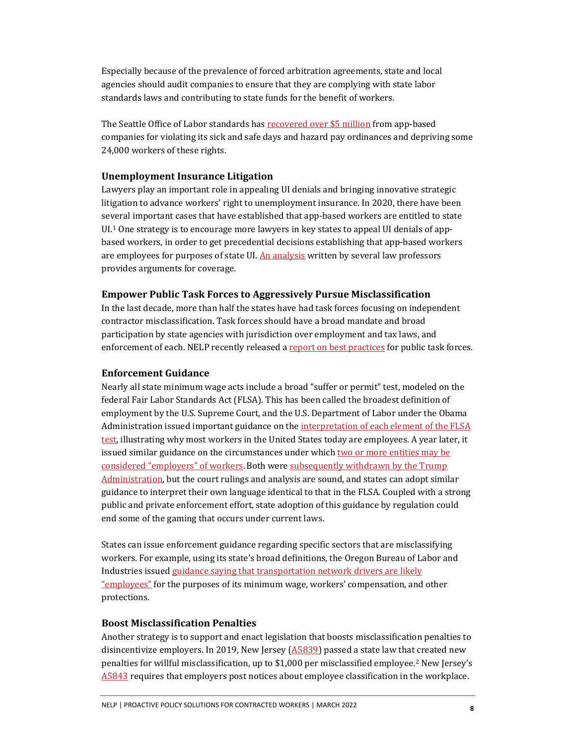Especially because of the prevalence of forced arbitration agreements, state and local agencies should audit companies to ensure that they are complying with state labor standards laws and contributing to state funds for the benefit of workers.

The Seattle Office of Labor standards has recovered over $5 million from app-based companies for violating its sick and safe days and hazard pay ordinances and depriving some 24,000 workers of these rights.

### Unemployment Insurance Litigation

Lawyers play an important role in appealing UI denials and bringing innovative strategic litigation to advance workers' right to unemployment insurance. In 2020, there have been several important cases that have established that app-based workers are entitled to state UI.[1] One strategy is to encourage more lawyers in key states to appeal UI denials of app-based workers, in order to get precedential decisions establishing that app-based workers are employees for purposes of state UI. An analysis written by several law professors provides arguments for coverage.

### Empower Public Task Forces to Aggressively Pursue Misclassification

In the last decade, more than half the states have had task forces focusing on independent contractor misclassification. Task forces should have a broad mandate and broad participation by state agencies with jurisdiction over employment and tax laws, and enforcement of each. NELP recently released a report on best practices for public task forces.

### Enforcement Guidance

Nearly all state minimum wage acts include a broad "suffer or permit" test, modeled on the federal Fair Labor Standards Act (FLSA). This has been called the broadest definition of employment by the U.S. Supreme Court, and the U.S. Department of Labor under the Obama Administration issued important guidance on the interpretation of each element of the FLSA test, illustrating why most workers in the United States today are employees. A year later, it issued similar guidance on the circumstances under which two or more entities may be considered "employers" of workers. Both were subsequently withdrawn by the Trump Administration, but the court rulings and analysis are sound, and states can adopt similar guidance to interpret their own language identical to that in the FLSA. Coupled with a strong public and private enforcement effort, state adoption of this guidance by regulation could end some of the gaming that occurs under current laws.

States can issue enforcement guidance regarding specific sectors that are misclassifying workers. For example, using its state's broad definitions, the Oregon Bureau of Labor and Industries issued guidance saying that transportation network drivers are likely "employees" for the purposes of its minimum wage, workers' compensation, and other protections.

### Boost Misclassification Penalties

Another strategy is to support and enact legislation that boosts misclassification penalties to disincentivize employers. In 2019, New Jersey (A5839) passed a state law that created new penalties for willful misclassification, up to $1,000 per misclassified employee.[2] New Jersey's A5843 requires that employers post notices about employee classification in the workplace.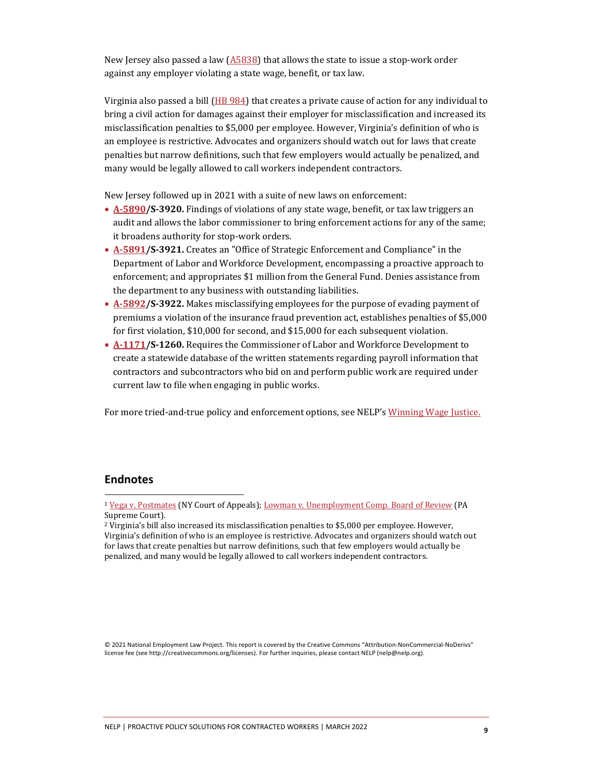New Jersey also passed a law (A5838) that allows the state to issue a stop-work order against any employer violating a state wage, benefit, or tax law.

Virginia also passed a bill (HB 984) that creates a private cause of action for any individual to bring a civil action for damages against their employer for misclassification and increased its misclassification penalties to $5,000 per employee. However, Virginia's definition of who is an employee is restrictive. Advocates and organizers should watch out for laws that create penalties but narrow definitions, such that few employers would actually be penalized, and many would be legally allowed to call workers independent contractors.

New Jersey followed up in 2021 with a suite of new laws on enforcement:

- **A-5890/S-3920.** Findings of violations of any state wage, benefit, or tax law triggers an audit and allows the labor commissioner to bring enforcement actions for any of the same; it broadens authority for stop-work orders.
- **A-5891/S-3921.** Creates an "Office of Strategic Enforcement and Compliance" in the Department of Labor and Workforce Development, encompassing a proactive approach to enforcement; and appropriates $1 million from the General Fund. Denies assistance from the department to any business with outstanding liabilities.
- **A-5892/S-3922.** Makes misclassifying employees for the purpose of evading payment of premiums a violation of the insurance fraud prevention act, establishes penalties of $5,000 for first violation, $10,000 for second, and $15,000 for each subsequent violation.
- **A-1171/S-1260.** Requires the Commissioner of Labor and Workforce Development to create a statewide database of the written statements regarding payroll information that contractors and subcontractors who bid on and perform public work are required under current law to file when engaging in public works.

For more tried-and-true policy and enforcement options, see NELP's Winning Wage Justice.

## Endnotes

[1] Vega v. Postmates (NY Court of Appeals); Lowman v. Unemployment Comp. Board of Review (PA Supreme Court).

[2] Virginia's bill also increased its misclassification penalties to $5,000 per employee. However, Virginia's definition of who is an employee is restrictive. Advocates and organizers should watch out for laws that create penalties but narrow definitions, such that few employers would actually be penalized, and many would be legally allowed to call workers independent contractors.

© 2021 National Employment Law Project. This report is covered by the Creative Commons "Attribution-NonCommercial-NoDerivs" license fee (see http://creativecommons.org/licenses). For further inquiries, please contact NELP (nelp@nelp.org).